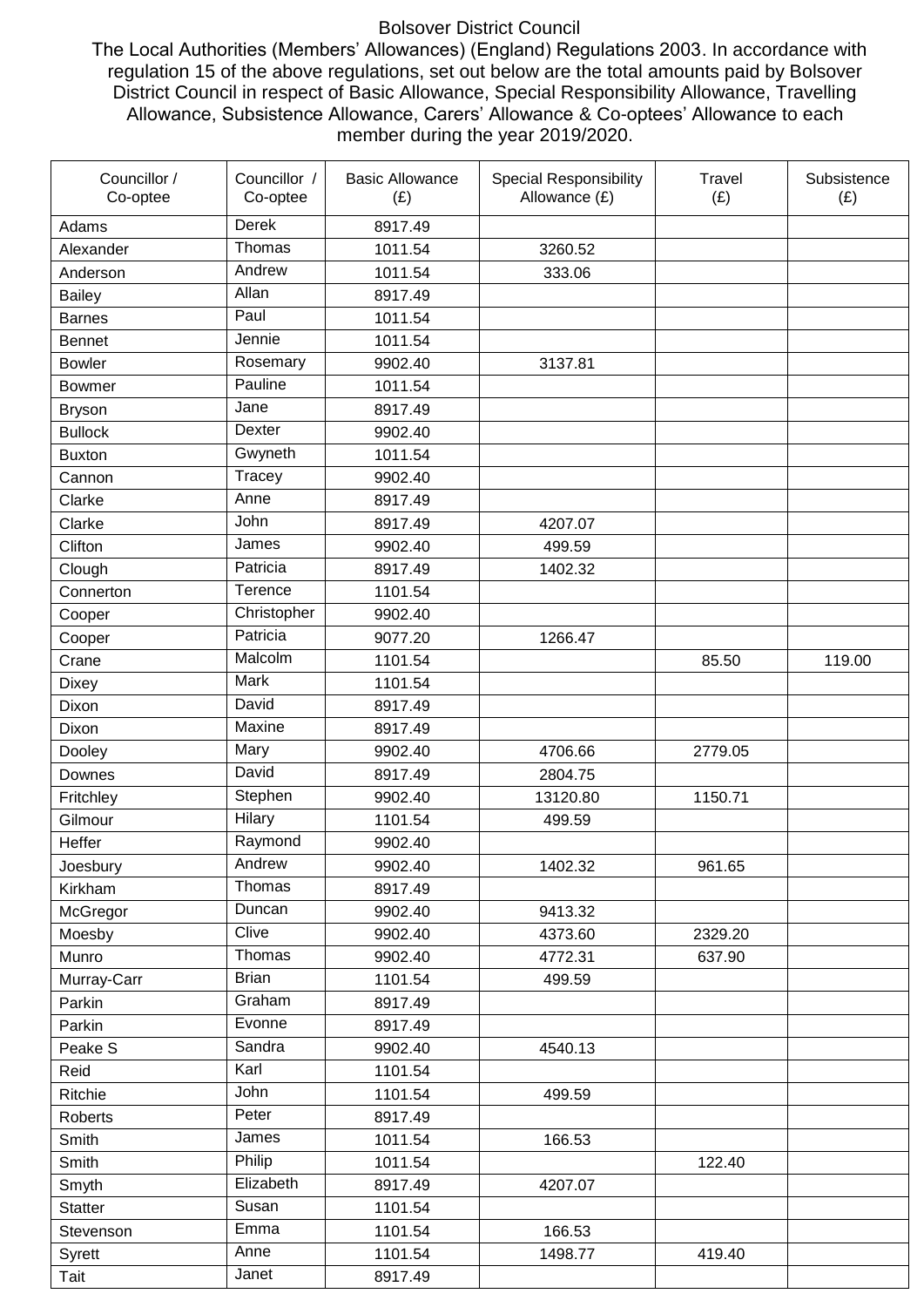Bolsover District Council

The Local Authorities (Members' Allowances) (England) Regulations 2003. In accordance with regulation 15 of the above regulations, set out below are the total amounts paid by Bolsover District Council in respect of Basic Allowance, Special Responsibility Allowance, Travelling Allowance, Subsistence Allowance, Carers' Allowance & Co-optees' Allowance to each member during the year 2019/2020.

| Councillor / Co-optee | Councillor / Co-optee | Basic Allowance (£) | Special Responsibility Allowance (£) | Travel (£) | Subsistence (£) |
|---|---|---|---|---|---|
| Adams | Derek | 8917.49 | | | |
| Alexander | Thomas | 1011.54 | 3260.52 | | |
| Anderson | Andrew | 1011.54 | 333.06 | | |
| Bailey | Allan | 8917.49 | | | |
| Barnes | Paul | 1011.54 | | | |
| Bennet | Jennie | 1011.54 | | | |
| Bowler | Rosemary | 9902.40 | 3137.81 | | |
| Bowmer | Pauline | 1011.54 | | | |
| Bryson | Jane | 8917.49 | | | |
| Bullock | Dexter | 9902.40 | | | |
| Buxton | Gwyneth | 1011.54 | | | |
| Cannon | Tracey | 9902.40 | | | |
| Clarke | Anne | 8917.49 | | | |
| Clarke | John | 8917.49 | 4207.07 | | |
| Clifton | James | 9902.40 | 499.59 | | |
| Clough | Patricia | 8917.49 | 1402.32 | | |
| Connerton | Terence | 1101.54 | | | |
| Cooper | Christopher | 9902.40 | | | |
| Cooper | Patricia | 9077.20 | 1266.47 | | |
| Crane | Malcolm | 1101.54 | | 85.50 | 119.00 |
| Dixey | Mark | 1101.54 | | | |
| Dixon | David | 8917.49 | | | |
| Dixon | Maxine | 8917.49 | | | |
| Dooley | Mary | 9902.40 | 4706.66 | 2779.05 | |
| Downes | David | 8917.49 | 2804.75 | | |
| Fritchley | Stephen | 9902.40 | 13120.80 | 1150.71 | |
| Gilmour | Hilary | 1101.54 | 499.59 | | |
| Heffer | Raymond | 9902.40 | | | |
| Joesbury | Andrew | 9902.40 | 1402.32 | 961.65 | |
| Kirkham | Thomas | 8917.49 | | | |
| McGregor | Duncan | 9902.40 | 9413.32 | | |
| Moesby | Clive | 9902.40 | 4373.60 | 2329.20 | |
| Munro | Thomas | 9902.40 | 4772.31 | 637.90 | |
| Murray-Carr | Brian | 1101.54 | 499.59 | | |
| Parkin | Graham | 8917.49 | | | |
| Parkin | Evonne | 8917.49 | | | |
| Peake S | Sandra | 9902.40 | 4540.13 | | |
| Reid | Karl | 1101.54 | | | |
| Ritchie | John | 1101.54 | 499.59 | | |
| Roberts | Peter | 8917.49 | | | |
| Smith | James | 1011.54 | 166.53 | | |
| Smith | Philip | 1011.54 | | 122.40 | |
| Smyth | Elizabeth | 8917.49 | 4207.07 | | |
| Statter | Susan | 1101.54 | | | |
| Stevenson | Emma | 1101.54 | 166.53 | | |
| Syrett | Anne | 1101.54 | 1498.77 | 419.40 | |
| Tait | Janet | 8917.49 | | | |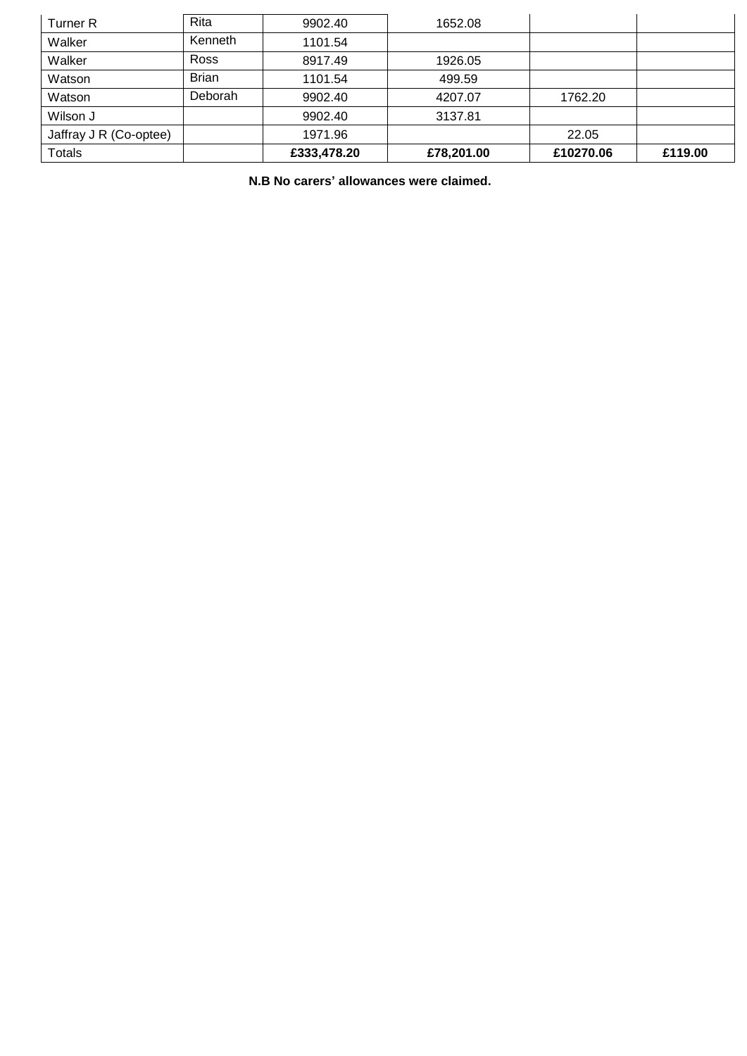| | | | | | |
|---|---|---|---|---|---|
| Turner R | Rita | 9902.40 | 1652.08 | | |
| Walker | Kenneth | 1101.54 | | | |
| Walker | Ross | 8917.49 | 1926.05 | | |
| Watson | Brian | 1101.54 | 499.59 | | |
| Watson | Deborah | 9902.40 | 4207.07 | 1762.20 | |
| Wilson J | | 9902.40 | 3137.81 | | |
| Jaffray J R (Co-optee) | | 1971.96 | | 22.05 | |
| Totals | | **£333,478.20** | **£78,201.00** | **£10270.06** | **£119.00** |

**N.B No carers' allowances were claimed.**